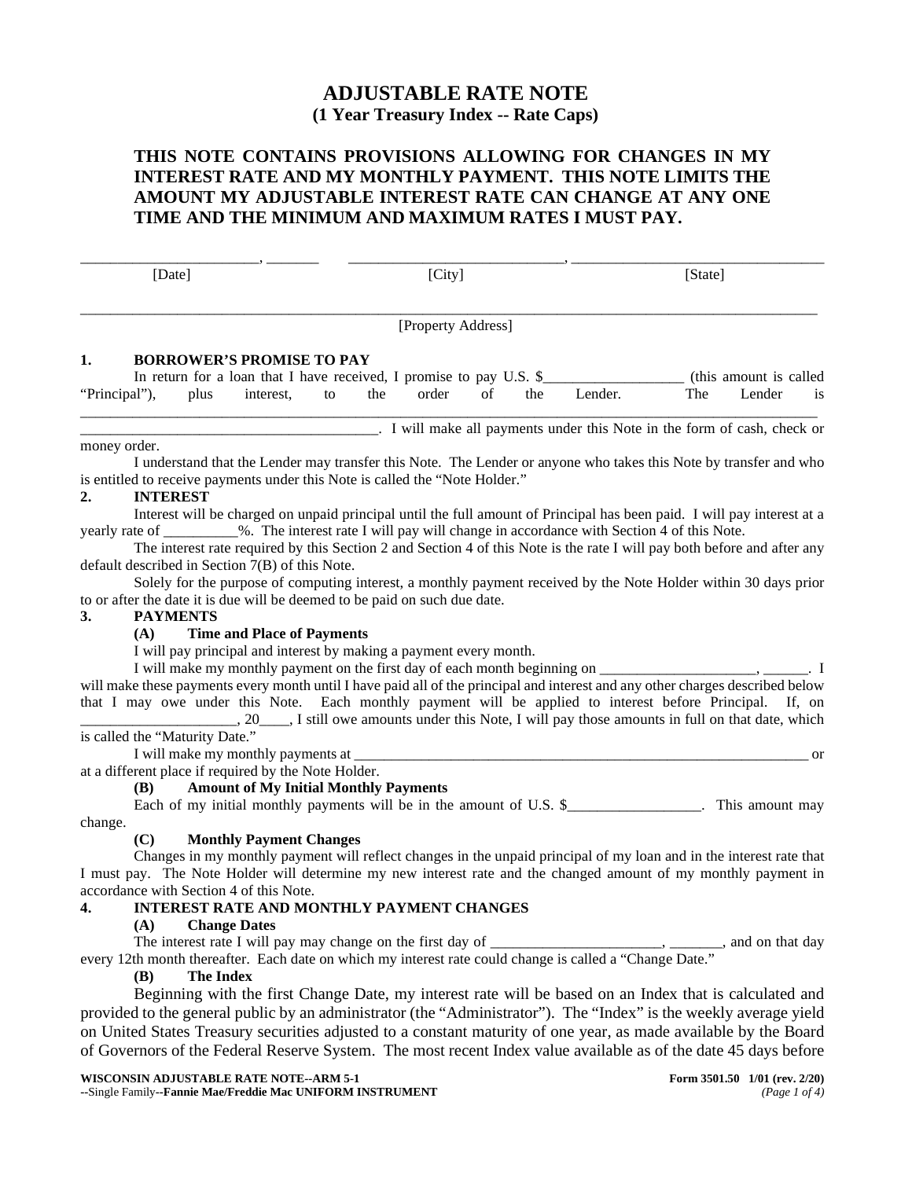# ADJUSTABLE RATE NOTE
## (1 Year Treasury Index -- Rate Caps)

**THIS NOTE CONTAINS PROVISIONS ALLOWING FOR CHANGES IN MY INTEREST RATE AND MY MONTHLY PAYMENT. THIS NOTE LIMITS THE AMOUNT MY ADJUSTABLE INTEREST RATE CAN CHANGE AT ANY ONE TIME AND THE MINIMUM AND MAXIMUM RATES I MUST PAY.**

________________________, _______ &nbsp;&nbsp;&nbsp; _____________________________, __________________________________
[Date] &nbsp;&nbsp;&nbsp;&nbsp;&nbsp;&nbsp;&nbsp;&nbsp;&nbsp;&nbsp;&nbsp;&nbsp;&nbsp;&nbsp;&nbsp;&nbsp;&nbsp;&nbsp;&nbsp;&nbsp; [City] &nbsp;&nbsp;&nbsp;&nbsp;&nbsp;&nbsp;&nbsp;&nbsp;&nbsp;&nbsp;&nbsp;&nbsp;&nbsp;&nbsp;&nbsp;&nbsp;&nbsp;&nbsp;&nbsp;&nbsp; [State]

____________________________________________________________________________________________________
[Property Address]

**1. BORROWER'S PROMISE TO PAY**

In return for a loan that I have received, I promise to pay U.S. $___________________ (this amount is called "Principal"), plus interest, to the order of the Lender. The Lender is ____________________________________________________________________________________________________ ________________________________________. I will make all payments under this Note in the form of cash, check or money order.

I understand that the Lender may transfer this Note. The Lender or anyone who takes this Note by transfer and who is entitled to receive payments under this Note is called the "Note Holder."

**2. INTEREST**

Interest will be charged on unpaid principal until the full amount of Principal has been paid. I will pay interest at a yearly rate of __________%. The interest rate I will pay will change in accordance with Section 4 of this Note.

The interest rate required by this Section 2 and Section 4 of this Note is the rate I will pay both before and after any default described in Section 7(B) of this Note.

Solely for the purpose of computing interest, a monthly payment received by the Note Holder within 30 days prior to or after the date it is due will be deemed to be paid on such due date.

**3. PAYMENTS**

**(A) Time and Place of Payments**

I will pay principal and interest by making a payment every month.

I will make my monthly payment on the first day of each month beginning on _____________________, ______. I will make these payments every month until I have paid all of the principal and interest and any other charges described below that I may owe under this Note. Each monthly payment will be applied to interest before Principal. If, on _____________________, 20____, I still owe amounts under this Note, I will pay those amounts in full on that date, which is called the "Maturity Date."

I will make my monthly payments at _________________________________________________________________ or at a different place if required by the Note Holder.

**(B) Amount of My Initial Monthly Payments**

Each of my initial monthly payments will be in the amount of U.S. $__________________. This amount may change.

**(C) Monthly Payment Changes**

Changes in my monthly payment will reflect changes in the unpaid principal of my loan and in the interest rate that I must pay. The Note Holder will determine my new interest rate and the changed amount of my monthly payment in accordance with Section 4 of this Note.

**4. INTEREST RATE AND MONTHLY PAYMENT CHANGES**

**(A) Change Dates**

The interest rate I will pay may change on the first day of _______________________, _______, and on that day every 12th month thereafter. Each date on which my interest rate could change is called a "Change Date."

**(B) The Index**

Beginning with the first Change Date, my interest rate will be based on an Index that is calculated and provided to the general public by an administrator (the "Administrator"). The "Index" is the weekly average yield on United States Treasury securities adjusted to a constant maturity of one year, as made available by the Board of Governors of the Federal Reserve System. The most recent Index value available as of the date 45 days before

**WISCONSIN ADJUSTABLE RATE NOTE--ARM 5-1**
**--**Single Family**--Fannie Mae/Freddie Mac UNIFORM INSTRUMENT** &nbsp;&nbsp;&nbsp; **Form 3501.50 1/01 (rev. 2/20)**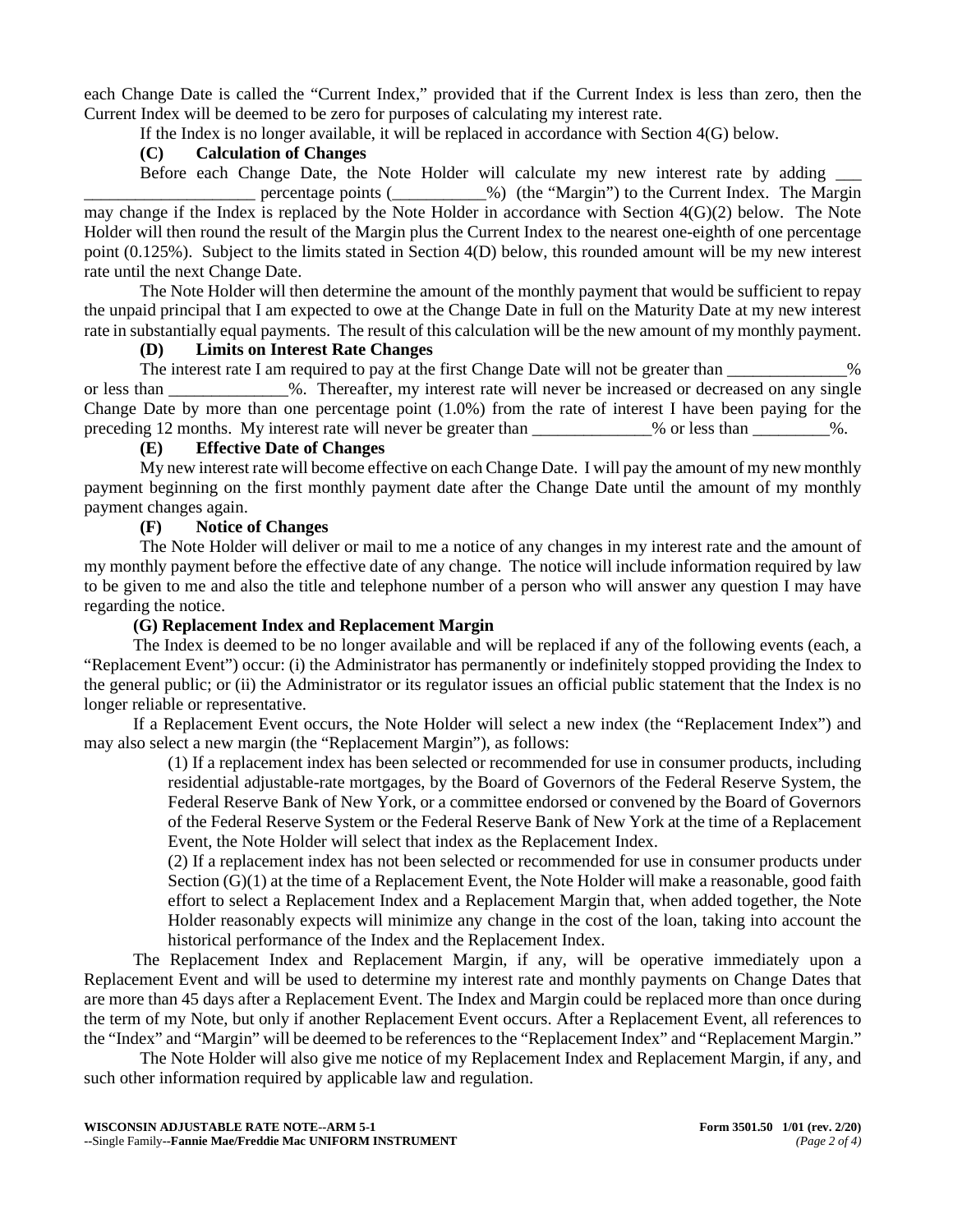each Change Date is called the "Current Index," provided that if the Current Index is less than zero, then the Current Index will be deemed to be zero for purposes of calculating my interest rate.

If the Index is no longer available, it will be replaced in accordance with Section 4(G) below.

**(C) Calculation of Changes**

Before each Change Date, the Note Holder will calculate my new interest rate by adding ___ ____________________ percentage points (___________%) (the "Margin") to the Current Index. The Margin may change if the Index is replaced by the Note Holder in accordance with Section 4(G)(2) below. The Note Holder will then round the result of the Margin plus the Current Index to the nearest one-eighth of one percentage point (0.125%). Subject to the limits stated in Section 4(D) below, this rounded amount will be my new interest rate until the next Change Date.

The Note Holder will then determine the amount of the monthly payment that would be sufficient to repay the unpaid principal that I am expected to owe at the Change Date in full on the Maturity Date at my new interest rate in substantially equal payments. The result of this calculation will be the new amount of my monthly payment.

**(D) Limits on Interest Rate Changes**

The interest rate I am required to pay at the first Change Date will not be greater than ______________% or less than ______________%. Thereafter, my interest rate will never be increased or decreased on any single Change Date by more than one percentage point (1.0%) from the rate of interest I have been paying for the preceding 12 months. My interest rate will never be greater than ______________% or less than _________%.

**(E) Effective Date of Changes**

My new interest rate will become effective on each Change Date. I will pay the amount of my new monthly payment beginning on the first monthly payment date after the Change Date until the amount of my monthly payment changes again.

**(F) Notice of Changes**

The Note Holder will deliver or mail to me a notice of any changes in my interest rate and the amount of my monthly payment before the effective date of any change. The notice will include information required by law to be given to me and also the title and telephone number of a person who will answer any question I may have regarding the notice.

**(G) Replacement Index and Replacement Margin**

The Index is deemed to be no longer available and will be replaced if any of the following events (each, a "Replacement Event") occur: (i) the Administrator has permanently or indefinitely stopped providing the Index to the general public; or (ii) the Administrator or its regulator issues an official public statement that the Index is no longer reliable or representative.

If a Replacement Event occurs, the Note Holder will select a new index (the "Replacement Index") and may also select a new margin (the "Replacement Margin"), as follows:

(1) If a replacement index has been selected or recommended for use in consumer products, including residential adjustable-rate mortgages, by the Board of Governors of the Federal Reserve System, the Federal Reserve Bank of New York, or a committee endorsed or convened by the Board of Governors of the Federal Reserve System or the Federal Reserve Bank of New York at the time of a Replacement Event, the Note Holder will select that index as the Replacement Index.

(2) If a replacement index has not been selected or recommended for use in consumer products under Section (G)(1) at the time of a Replacement Event, the Note Holder will make a reasonable, good faith effort to select a Replacement Index and a Replacement Margin that, when added together, the Note Holder reasonably expects will minimize any change in the cost of the loan, taking into account the historical performance of the Index and the Replacement Index.

The Replacement Index and Replacement Margin, if any, will be operative immediately upon a Replacement Event and will be used to determine my interest rate and monthly payments on Change Dates that are more than 45 days after a Replacement Event. The Index and Margin could be replaced more than once during the term of my Note, but only if another Replacement Event occurs. After a Replacement Event, all references to the "Index" and "Margin" will be deemed to be references to the "Replacement Index" and "Replacement Margin."

The Note Holder will also give me notice of my Replacement Index and Replacement Margin, if any, and such other information required by applicable law and regulation.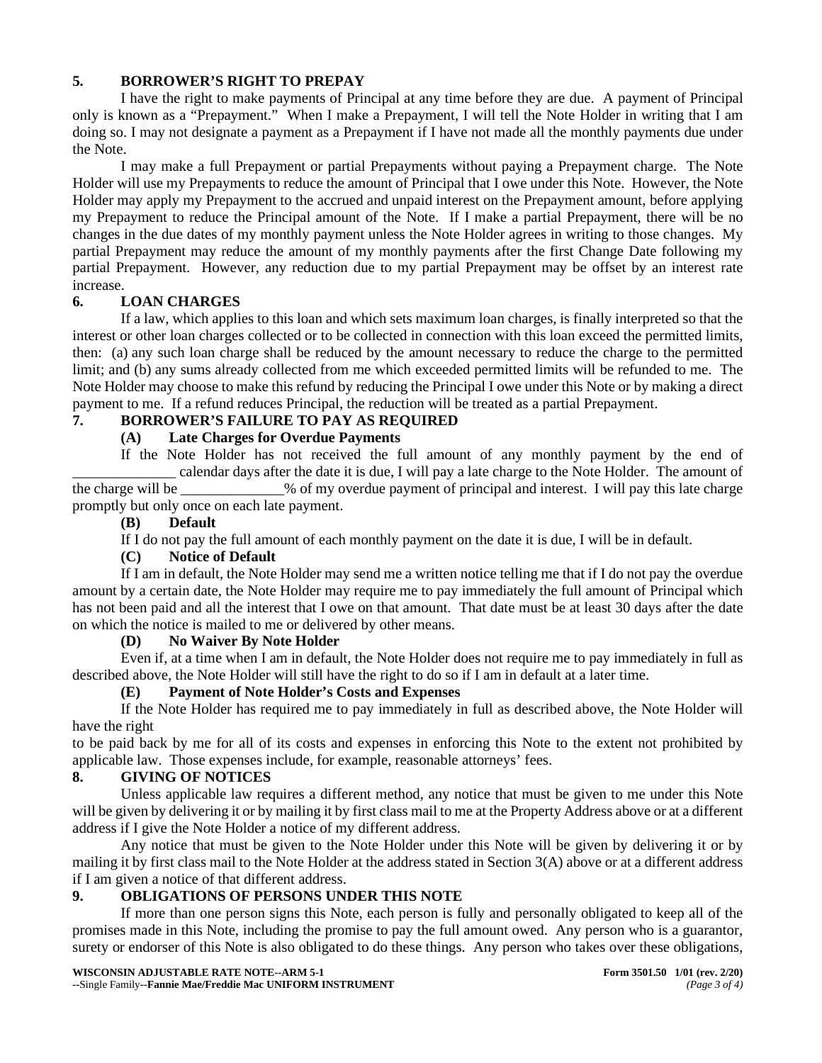## 5. BORROWER'S RIGHT TO PREPAY

I have the right to make payments of Principal at any time before they are due. A payment of Principal only is known as a "Prepayment." When I make a Prepayment, I will tell the Note Holder in writing that I am doing so. I may not designate a payment as a Prepayment if I have not made all the monthly payments due under the Note.

I may make a full Prepayment or partial Prepayments without paying a Prepayment charge. The Note Holder will use my Prepayments to reduce the amount of Principal that I owe under this Note. However, the Note Holder may apply my Prepayment to the accrued and unpaid interest on the Prepayment amount, before applying my Prepayment to reduce the Principal amount of the Note. If I make a partial Prepayment, there will be no changes in the due dates of my monthly payment unless the Note Holder agrees in writing to those changes. My partial Prepayment may reduce the amount of my monthly payments after the first Change Date following my partial Prepayment. However, any reduction due to my partial Prepayment may be offset by an interest rate increase.

## 6. LOAN CHARGES

If a law, which applies to this loan and which sets maximum loan charges, is finally interpreted so that the interest or other loan charges collected or to be collected in connection with this loan exceed the permitted limits, then: (a) any such loan charge shall be reduced by the amount necessary to reduce the charge to the permitted limit; and (b) any sums already collected from me which exceeded permitted limits will be refunded to me. The Note Holder may choose to make this refund by reducing the Principal I owe under this Note or by making a direct payment to me. If a refund reduces Principal, the reduction will be treated as a partial Prepayment.

## 7. BORROWER'S FAILURE TO PAY AS REQUIRED

### (A) Late Charges for Overdue Payments

If the Note Holder has not received the full amount of any monthly payment by the end of ______________ calendar days after the date it is due, I will pay a late charge to the Note Holder. The amount of the charge will be ______________% of my overdue payment of principal and interest. I will pay this late charge promptly but only once on each late payment.

### (B) Default

If I do not pay the full amount of each monthly payment on the date it is due, I will be in default.

### (C) Notice of Default

If I am in default, the Note Holder may send me a written notice telling me that if I do not pay the overdue amount by a certain date, the Note Holder may require me to pay immediately the full amount of Principal which has not been paid and all the interest that I owe on that amount. That date must be at least 30 days after the date on which the notice is mailed to me or delivered by other means.

### (D) No Waiver By Note Holder

Even if, at a time when I am in default, the Note Holder does not require me to pay immediately in full as described above, the Note Holder will still have the right to do so if I am in default at a later time.

### (E) Payment of Note Holder's Costs and Expenses

If the Note Holder has required me to pay immediately in full as described above, the Note Holder will have the right

to be paid back by me for all of its costs and expenses in enforcing this Note to the extent not prohibited by applicable law. Those expenses include, for example, reasonable attorneys' fees.

## 8. GIVING OF NOTICES

Unless applicable law requires a different method, any notice that must be given to me under this Note will be given by delivering it or by mailing it by first class mail to me at the Property Address above or at a different address if I give the Note Holder a notice of my different address.

Any notice that must be given to the Note Holder under this Note will be given by delivering it or by mailing it by first class mail to the Note Holder at the address stated in Section 3(A) above or at a different address if I am given a notice of that different address.

## 9. OBLIGATIONS OF PERSONS UNDER THIS NOTE

If more than one person signs this Note, each person is fully and personally obligated to keep all of the promises made in this Note, including the promise to pay the full amount owed. Any person who is a guarantor, surety or endorser of this Note is also obligated to do these things. Any person who takes over these obligations,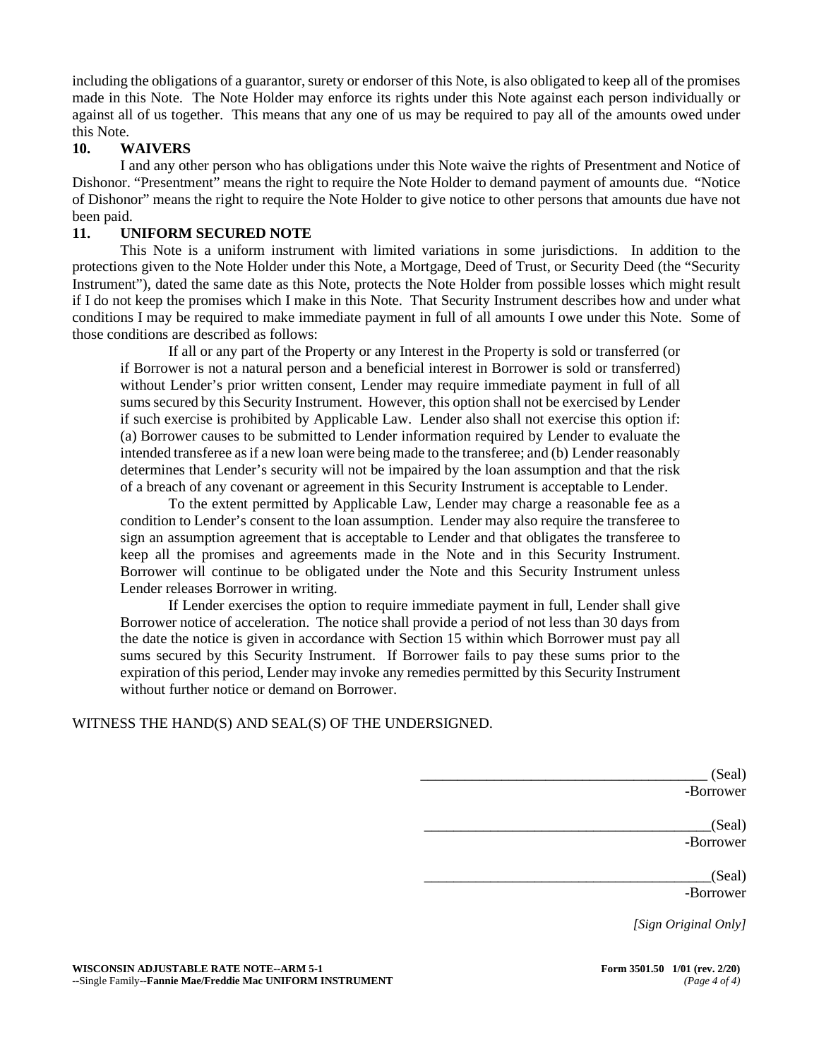including the obligations of a guarantor, surety or endorser of this Note, is also obligated to keep all of the promises made in this Note. The Note Holder may enforce its rights under this Note against each person individually or against all of us together. This means that any one of us may be required to pay all of the amounts owed under this Note.

**10. WAIVERS**

I and any other person who has obligations under this Note waive the rights of Presentment and Notice of Dishonor. "Presentment" means the right to require the Note Holder to demand payment of amounts due. "Notice of Dishonor" means the right to require the Note Holder to give notice to other persons that amounts due have not been paid.

**11. UNIFORM SECURED NOTE**

This Note is a uniform instrument with limited variations in some jurisdictions. In addition to the protections given to the Note Holder under this Note, a Mortgage, Deed of Trust, or Security Deed (the "Security Instrument"), dated the same date as this Note, protects the Note Holder from possible losses which might result if I do not keep the promises which I make in this Note. That Security Instrument describes how and under what conditions I may be required to make immediate payment in full of all amounts I owe under this Note. Some of those conditions are described as follows:

> If all or any part of the Property or any Interest in the Property is sold or transferred (or if Borrower is not a natural person and a beneficial interest in Borrower is sold or transferred) without Lender's prior written consent, Lender may require immediate payment in full of all sums secured by this Security Instrument. However, this option shall not be exercised by Lender if such exercise is prohibited by Applicable Law. Lender also shall not exercise this option if: (a) Borrower causes to be submitted to Lender information required by Lender to evaluate the intended transferee as if a new loan were being made to the transferee; and (b) Lender reasonably determines that Lender's security will not be impaired by the loan assumption and that the risk of a breach of any covenant or agreement in this Security Instrument is acceptable to Lender.
>
> To the extent permitted by Applicable Law, Lender may charge a reasonable fee as a condition to Lender's consent to the loan assumption. Lender may also require the transferee to sign an assumption agreement that is acceptable to Lender and that obligates the transferee to keep all the promises and agreements made in the Note and in this Security Instrument. Borrower will continue to be obligated under the Note and this Security Instrument unless Lender releases Borrower in writing.
>
> If Lender exercises the option to require immediate payment in full, Lender shall give Borrower notice of acceleration. The notice shall provide a period of not less than 30 days from the date the notice is given in accordance with Section 15 within which Borrower must pay all sums secured by this Security Instrument. If Borrower fails to pay these sums prior to the expiration of this period, Lender may invoke any remedies permitted by this Security Instrument without further notice or demand on Borrower.

WITNESS THE HAND(S) AND SEAL(S) OF THE UNDERSIGNED.

_______________________________________ (Seal)
-Borrower

_______________________________________ (Seal)
-Borrower

_______________________________________ (Seal)
-Borrower

*[Sign Original Only]*

**WISCONSIN ADJUSTABLE RATE NOTE--ARM 5-1**
--Single Family--**Fannie Mae/Freddie Mac UNIFORM INSTRUMENT**

**Form 3501.50 1/01 (rev. 2/20)**